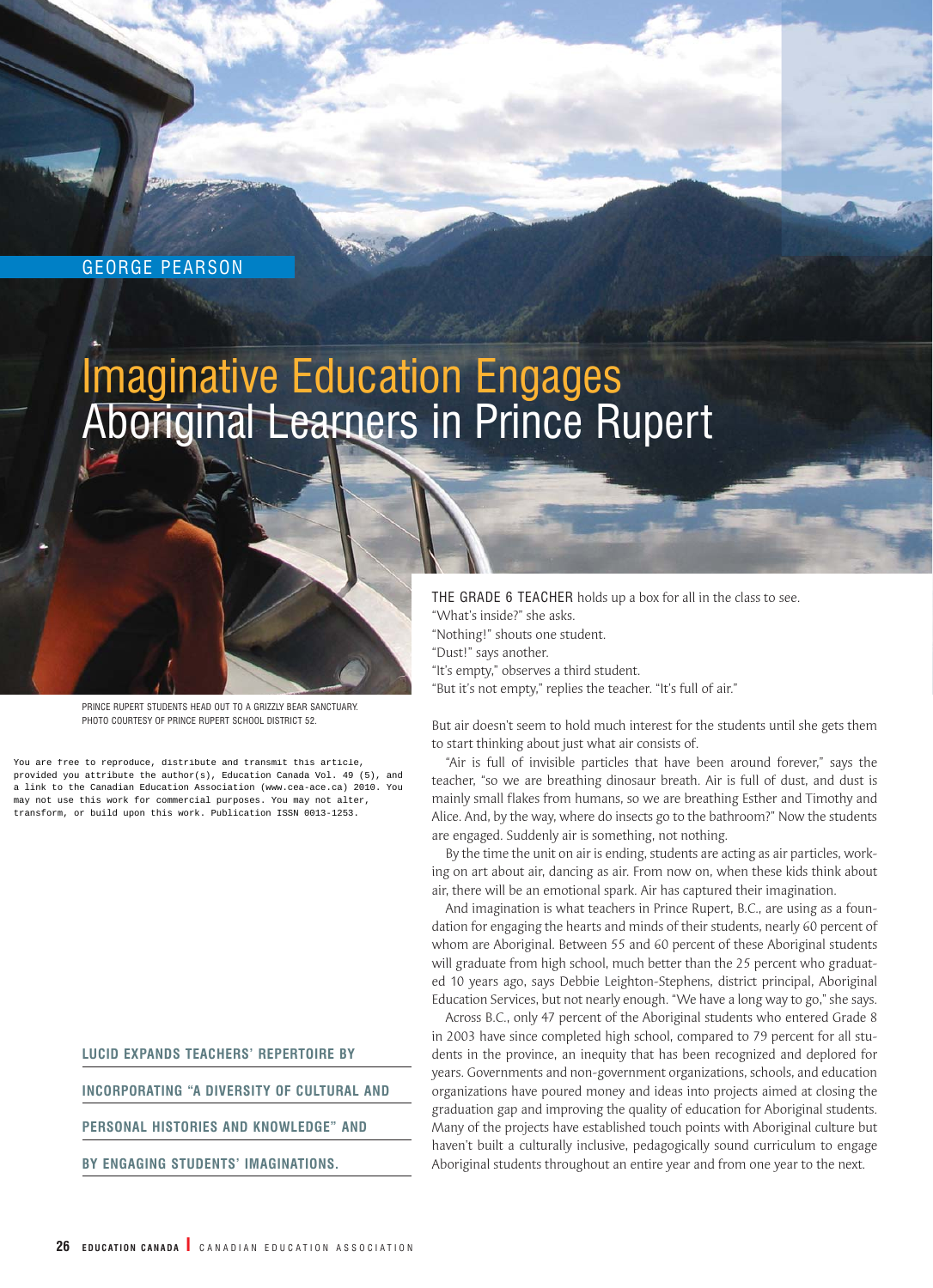GEORGE PEARSON

# Imaginative Education Engages Aboriginal Learners in Prince Rupert

PRINCE RUPERT STUDENTS HEAD OUT TO A GRIZZLY BEAR SANCTUARY.
PHOTO COURTESY OF PRINCE RUPERT SCHOOL DISTRICT 52.

You are free to reproduce, distribute and transmit this article, provided you attribute the author(s), Education Canada Vol. 49 (5), and a link to the Canadian Education Association (www.cea-ace.ca) 2010. You may not use this work for commercial purposes. You may not alter, transform, or build upon this work. Publication ISSN 0013-1253.

**LUCID EXPANDS TEACHERS' REPERTOIRE BY INCORPORATING "A DIVERSITY OF CULTURAL AND PERSONAL HISTORIES AND KNOWLEDGE" AND BY ENGAGING STUDENTS' IMAGINATIONS.**

THE GRADE 6 TEACHER holds up a box for all in the class to see.
"What's inside?" she asks.
"Nothing!" shouts one student.
"Dust!" says another.
"It's empty," observes a third student.
"But it's not empty," replies the teacher. "It's full of air."

But air doesn't seem to hold much interest for the students until she gets them to start thinking about just what air consists of.

"Air is full of invisible particles that have been around forever," says the teacher, "so we are breathing dinosaur breath. Air is full of dust, and dust is mainly small flakes from humans, so we are breathing Esther and Timothy and Alice. And, by the way, where do insects go to the bathroom?" Now the students are engaged. Suddenly air is something, not nothing.

By the time the unit on air is ending, students are acting as air particles, working on art about air, dancing as air. From now on, when these kids think about air, there will be an emotional spark. Air has captured their imagination.

And imagination is what teachers in Prince Rupert, B.C., are using as a foundation for engaging the hearts and minds of their students, nearly 60 percent of whom are Aboriginal. Between 55 and 60 percent of these Aboriginal students will graduate from high school, much better than the 25 percent who graduated 10 years ago, says Debbie Leighton-Stephens, district principal, Aboriginal Education Services, but not nearly enough. "We have a long way to go," she says.

Across B.C., only 47 percent of the Aboriginal students who entered Grade 8 in 2003 have since completed high school, compared to 79 percent for all students in the province, an inequity that has been recognized and deplored for years. Governments and non-government organizations, schools, and education organizations have poured money and ideas into projects aimed at closing the graduation gap and improving the quality of education for Aboriginal students. Many of the projects have established touch points with Aboriginal culture but haven't built a culturally inclusive, pedagogically sound curriculum to engage Aboriginal students throughout an entire year and from one year to the next.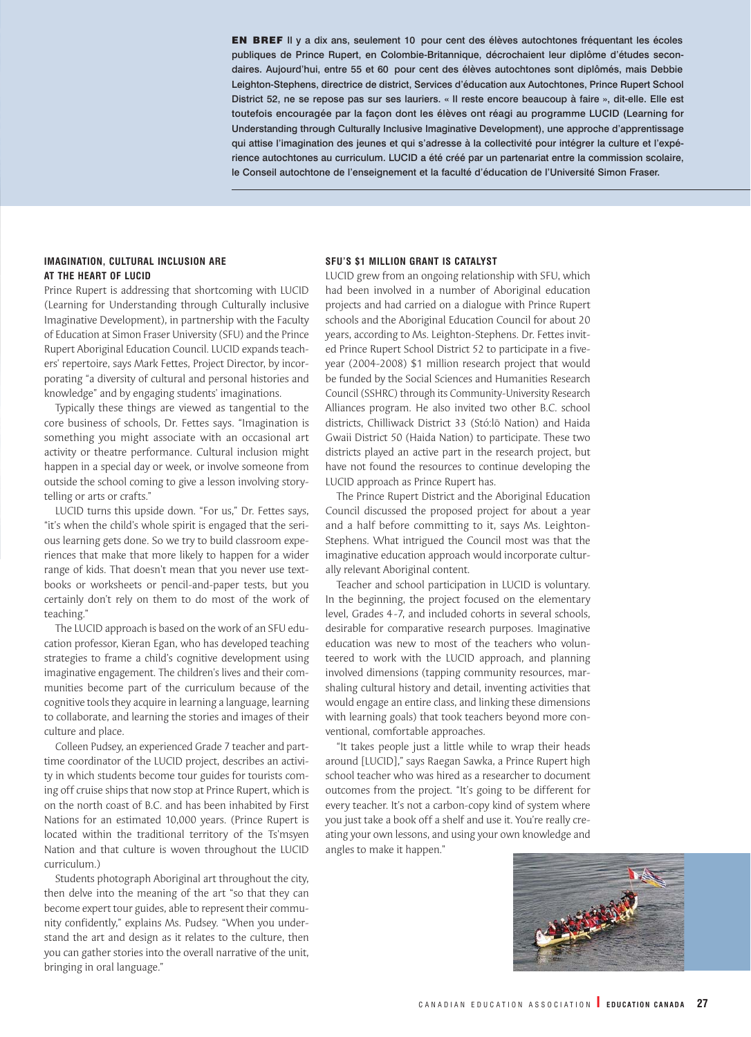**EN BREF** Il y a dix ans, seulement 10 pour cent des élèves autochtones fréquentant les écoles publiques de Prince Rupert, en Colombie-Britannique, décrochaient leur diplôme d'études secondaires. Aujourd'hui, entre 55 et 60 pour cent des élèves autochtones sont diplômés, mais Debbie Leighton-Stephens, directrice de district, Services d'éducation aux Autochtones, Prince Rupert School District 52, ne se repose pas sur ses lauriers. « Il reste encore beaucoup à faire », dit-elle. Elle est toutefois encouragée par la façon dont les élèves ont réagi au programme LUCID (Learning for Understanding through Culturally Inclusive Imaginative Development), une approche d'apprentissage qui attise l'imagination des jeunes et qui s'adresse à la collectivité pour intégrer la culture et l'expérience autochtones au curriculum. LUCID a été créé par un partenariat entre la commission scolaire, le Conseil autochtone de l'enseignement et la faculté d'éducation de l'Université Simon Fraser.

### IMAGINATION, CULTURAL INCLUSION ARE AT THE HEART OF LUCID

Prince Rupert is addressing that shortcoming with LUCID (Learning for Understanding through Culturally inclusive Imaginative Development), in partnership with the Faculty of Education at Simon Fraser University (SFU) and the Prince Rupert Aboriginal Education Council. LUCID expands teachers' repertoire, says Mark Fettes, Project Director, by incorporating "a diversity of cultural and personal histories and knowledge" and by engaging students' imaginations.

Typically these things are viewed as tangential to the core business of schools, Dr. Fettes says. "Imagination is something you might associate with an occasional art activity or theatre performance. Cultural inclusion might happen in a special day or week, or involve someone from outside the school coming to give a lesson involving storytelling or arts or crafts."

LUCID turns this upside down. "For us," Dr. Fettes says, "it's when the child's whole spirit is engaged that the serious learning gets done. So we try to build classroom experiences that make that more likely to happen for a wider range of kids. That doesn't mean that you never use textbooks or worksheets or pencil-and-paper tests, but you certainly don't rely on them to do most of the work of teaching."

The LUCID approach is based on the work of an SFU education professor, Kieran Egan, who has developed teaching strategies to frame a child's cognitive development using imaginative engagement. The children's lives and their communities become part of the curriculum because of the cognitive tools they acquire in learning a language, learning to collaborate, and learning the stories and images of their culture and place.

Colleen Pudsey, an experienced Grade 7 teacher and part-time coordinator of the LUCID project, describes an activity in which students become tour guides for tourists coming off cruise ships that now stop at Prince Rupert, which is on the north coast of B.C. and has been inhabited by First Nations for an estimated 10,000 years. (Prince Rupert is located within the traditional territory of the Ts'msyen Nation and that culture is woven throughout the LUCID curriculum.)

Students photograph Aboriginal art throughout the city, then delve into the meaning of the art "so that they can become expert tour guides, able to represent their community confidently," explains Ms. Pudsey. "When you understand the art and design as it relates to the culture, then you can gather stories into the overall narrative of the unit, bringing in oral language."

### SFU'S $1 MILLION GRANT IS CATALYST

LUCID grew from an ongoing relationship with SFU, which had been involved in a number of Aboriginal education projects and had carried on a dialogue with Prince Rupert schools and the Aboriginal Education Council for about 20 years, according to Ms. Leighton-Stephens. Dr. Fettes invited Prince Rupert School District 52 to participate in a five-year (2004-2008) $1 million research project that would be funded by the Social Sciences and Humanities Research Council (SSHRC) through its Community-University Research Alliances program. He also invited two other B.C. school districts, Chilliwack District 33 (Stó:lō Nation) and Haida Gwaii District 50 (Haida Nation) to participate. These two districts played an active part in the research project, but have not found the resources to continue developing the LUCID approach as Prince Rupert has.

The Prince Rupert District and the Aboriginal Education Council discussed the proposed project for about a year and a half before committing to it, says Ms. Leighton-Stephens. What intrigued the Council most was that the imaginative education approach would incorporate culturally relevant Aboriginal content.

Teacher and school participation in LUCID is voluntary. In the beginning, the project focused on the elementary level, Grades 4-7, and included cohorts in several schools, desirable for comparative research purposes. Imaginative education was new to most of the teachers who volunteered to work with the LUCID approach, and planning involved dimensions (tapping community resources, marshaling cultural history and detail, inventing activities that would engage an entire class, and linking these dimensions with learning goals) that took teachers beyond more conventional, comfortable approaches.

"It takes people just a little while to wrap their heads around [LUCID]," says Raegan Sawka, a Prince Rupert high school teacher who was hired as a researcher to document outcomes from the project. "It's going to be different for every teacher. It's not a carbon-copy kind of system where you just take a book off a shelf and use it. You're really creating your own lessons, and using your own knowledge and angles to make it happen."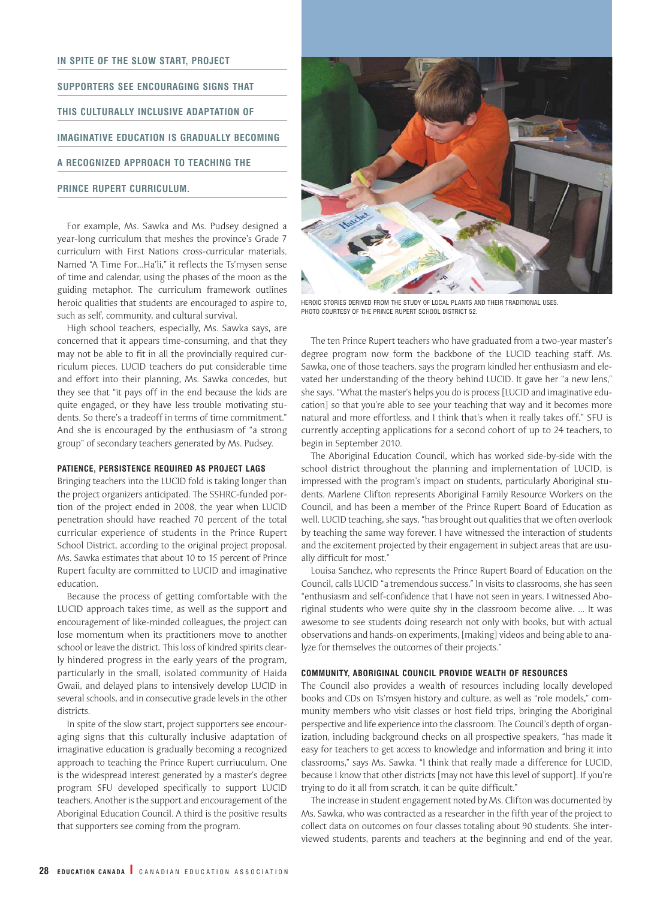IN SPITE OF THE SLOW START, PROJECT SUPPORTERS SEE ENCOURAGING SIGNS THAT THIS CULTURALLY INCLUSIVE ADAPTATION OF IMAGINATIVE EDUCATION IS GRADUALLY BECOMING A RECOGNIZED APPROACH TO TEACHING THE PRINCE RUPERT CURRICULUM.

For example, Ms. Sawka and Ms. Pudsey designed a year-long curriculum that meshes the province's Grade 7 curriculum with First Nations cross-curricular materials. Named "A Time For...Ha'li," it reflects the Ts'mysen sense of time and calendar, using the phases of the moon as the guiding metaphor. The curriculum framework outlines heroic qualities that students are encouraged to aspire to, such as self, community, and cultural survival.

High school teachers, especially, Ms. Sawka says, are concerned that it appears time-consuming, and that they may not be able to fit in all the provincially required curriculum pieces. LUCID teachers do put considerable time and effort into their planning, Ms. Sawka concedes, but they see that "it pays off in the end because the kids are quite engaged, or they have less trouble motivating students. So there's a tradeoff in terms of time commitment." And she is encouraged by the enthusiasm of "a strong group" of secondary teachers generated by Ms. Pudsey.

### PATIENCE, PERSISTENCE REQUIRED AS PROJECT LAGS

Bringing teachers into the LUCID fold is taking longer than the project organizers anticipated. The SSHRC-funded portion of the project ended in 2008, the year when LUCID penetration should have reached 70 percent of the total curricular experience of students in the Prince Rupert School District, according to the original project proposal. Ms. Sawka estimates that about 10 to 15 percent of Prince Rupert faculty are committed to LUCID and imaginative education.

Because the process of getting comfortable with the LUCID approach takes time, as well as the support and encouragement of like-minded colleagues, the project can lose momentum when its practitioners move to another school or leave the district. This loss of kindred spirits clearly hindered progress in the early years of the program, particularly in the small, isolated community of Haida Gwaii, and delayed plans to intensively develop LUCID in several schools, and in consecutive grade levels in the other districts.

In spite of the slow start, project supporters see encouraging signs that this culturally inclusive adaptation of imaginative education is gradually becoming a recognized approach to teaching the Prince Rupert curriuculum. One is the widespread interest generated by a master's degree program SFU developed specifically to support LUCID teachers. Another is the support and encouragement of the Aboriginal Education Council. A third is the positive results that supporters see coming from the program.

HEROIC STORIES DERIVED FROM THE STUDY OF LOCAL PLANTS AND THEIR TRADITIONAL USES. PHOTO COURTESY OF THE PRINCE RUPERT SCHOOL DISTRICT 52.

The ten Prince Rupert teachers who have graduated from a two-year master's degree program now form the backbone of the LUCID teaching staff. Ms. Sawka, one of those teachers, says the program kindled her enthusiasm and elevated her understanding of the theory behind LUCID. It gave her "a new lens," she says. "What the master's helps you do is process [LUCID and imaginative education] so that you're able to see your teaching that way and it becomes more natural and more effortless, and I think that's when it really takes off." SFU is currently accepting applications for a second cohort of up to 24 teachers, to begin in September 2010.

The Aboriginal Education Council, which has worked side-by-side with the school district throughout the planning and implementation of LUCID, is impressed with the program's impact on students, particularly Aboriginal students. Marlene Clifton represents Aboriginal Family Resource Workers on the Council, and has been a member of the Prince Rupert Board of Education as well. LUCID teaching, she says, "has brought out qualities that we often overlook by teaching the same way forever. I have witnessed the interaction of students and the excitement projected by their engagement in subject areas that are usually difficult for most."

Louisa Sanchez, who represents the Prince Rupert Board of Education on the Council, calls LUCID "a tremendous success." In visits to classrooms, she has seen "enthusiasm and self-confidence that I have not seen in years. I witnessed Aboriginal students who were quite shy in the classroom become alive. ... It was awesome to see students doing research not only with books, but with actual observations and hands-on experiments, [making] videos and being able to analyze for themselves the outcomes of their projects."

### COMMUNITY, ABORIGINAL COUNCIL PROVIDE WEALTH OF RESOURCES

The Council also provides a wealth of resources including locally developed books and CDs on Ts'msyen history and culture, as well as "role models," community members who visit classes or host field trips, bringing the Aboriginal perspective and life experience into the classroom. The Council's depth of organization, including background checks on all prospective speakers, "has made it easy for teachers to get access to knowledge and information and bring it into classrooms," says Ms. Sawka. "I think that really made a difference for LUCID, because I know that other districts [may not have this level of support]. If you're trying to do it all from scratch, it can be quite difficult."

The increase in student engagement noted by Ms. Clifton was documented by Ms. Sawka, who was contracted as a researcher in the fifth year of the project to collect data on outcomes on four classes totaling about 90 students. She interviewed students, parents and teachers at the beginning and end of the year,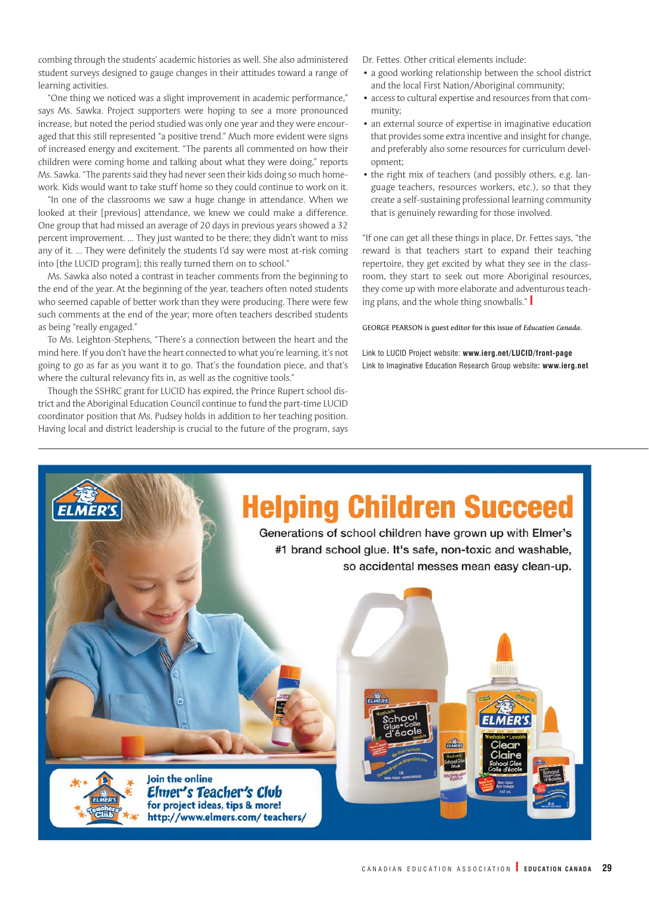combing through the students' academic histories as well. She also administered student surveys designed to gauge changes in their attitudes toward a range of learning activities.

"One thing we noticed was a slight improvement in academic performance," says Ms. Sawka. Project supporters were hoping to see a more pronounced increase, but noted the period studied was only one year and they were encouraged that this still represented "a positive trend." Much more evident were signs of increased energy and excitement. "The parents all commented on how their children were coming home and talking about what they were doing," reports Ms. Sawka. "The parents said they had never seen their kids doing so much homework. Kids would want to take stuff home so they could continue to work on it.

"In one of the classrooms we saw a huge change in attendance. When we looked at their [previous] attendance, we knew we could make a difference. One group that had missed an average of 20 days in previous years showed a 32 percent improvement. ... They just wanted to be there; they didn't want to miss any of it. ... They were definitely the students I'd say were most at-risk coming into [the LUCID program]; this really turned them on to school."

Ms. Sawka also noted a contrast in teacher comments from the beginning to the end of the year. At the beginning of the year, teachers often noted students who seemed capable of better work than they were producing. There were few such comments at the end of the year; more often teachers described students as being "really engaged."

To Ms. Leighton-Stephens, "There's a connection between the heart and the mind here. If you don't have the heart connected to what you're learning, it's not going to go as far as you want it to go. That's the foundation piece, and that's where the cultural relevancy fits in, as well as the cognitive tools."

Though the SSHRC grant for LUCID has expired, the Prince Rupert school district and the Aboriginal Education Council continue to fund the part-time LUCID coordinator position that Ms. Pudsey holds in addition to her teaching position. Having local and district leadership is crucial to the future of the program, says Dr. Fettes. Other critical elements include:

- a good working relationship between the school district and the local First Nation/Aboriginal community;
- access to cultural expertise and resources from that community;
- an external source of expertise in imaginative education that provides some extra incentive and insight for change, and preferably also some resources for curriculum development;
- the right mix of teachers (and possibly others, e.g. language teachers, resources workers, etc.), so that they create a self-sustaining professional learning community that is genuinely rewarding for those involved.

"If one can get all these things in place, Dr. Fettes says, "the reward is that teachers start to expand their teaching repertoire, they get excited by what they see in the classroom, they start to seek out more Aboriginal resources, they come up with more elaborate and adventurous teaching plans, and the whole thing snowballs."

GEORGE PEARSON is guest editor for this issue of *Education Canada*.

Link to LUCID Project website: **www.ierg.net/LUCID/front-page**
Link to Imaginative Education Research Group website: **www.ierg.net**

# Helping Children Succeed

Generations of school children have grown up with Elmer's #1 brand school glue. It's safe, non-toxic and washable, so accidental messes mean easy clean-up.

Join the online **Elmer's Teacher's Club** for project ideas, tips & more! http://www.elmers.com/teachers/